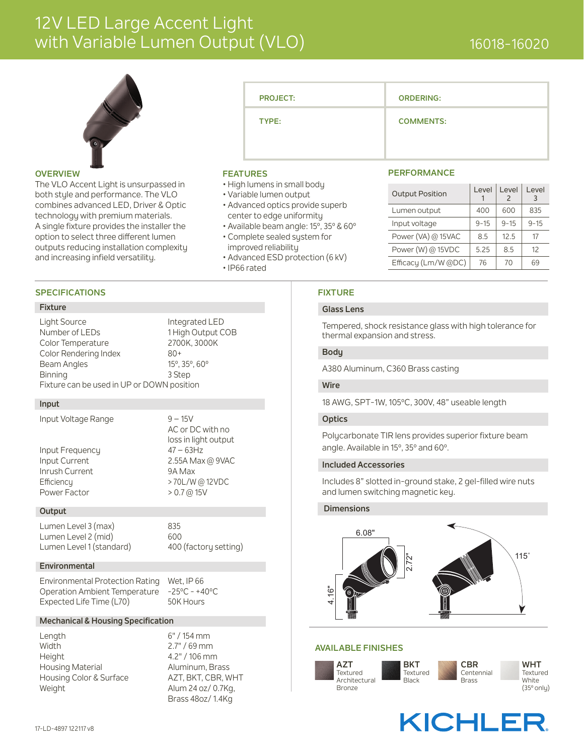# 12V LED Large Accent Light with Variable Lumen Output (VLO)

16018-16020

| PROJECT: | ORDERING: |
|---|---|
| TYPE: | COMMENTS: |

## OVERVIEW

The VLO Accent Light is unsurpassed in both style and performance. The VLO combines advanced LED, Driver & Optic technology with premium materials. A single fixture provides the installer the option to select three different lumen outputs reducing installation complexity and increasing infield versatility.

## FEATURES

- High lumens in small body
- Variable lumen output
- Advanced optics provide superb center to edge uniformity
- Available beam angle: 15°, 35° & 60°
- Complete sealed system for improved reliability
- Advanced ESD protection (6 kV)
- IP66 rated

## PERFORMANCE

| Output Position | Level 1 | Level 2 | Level 3 |
|---|---|---|---|
| Lumen output | 400 | 600 | 835 |
| Input voltage | 9-15 | 9-15 | 9-15 |
| Power (VA) @ 15VAC | 8.5 | 12.5 | 17 |
| Power (W) @ 15VDC | 5.25 | 8.5 | 12 |
| Efficacy (Lm/W @DC) | 76 | 70 | 69 |

## SPECIFICATIONS

### Fixture

| | |
|---|---|
| Light Source | Integrated LED |
| Number of LEDs | 1 High Output COB |
| Color Temperature | 2700K, 3000K |
| Color Rendering Index | 80+ |
| Beam Angles | 15°, 35°, 60° |
| Binning | 3 Step |

Fixture can be used in UP or DOWN position

### Input

| | |
|---|---|
| Input Voltage Range | 9 – 15V AC or DC with no loss in light output |
| Input Frequency | 47 – 63Hz |
| Input Current | 2.55A Max @ 9VAC |
| Inrush Current | 9A Max |
| Efficiency | > 70L/W @ 12VDC |
| Power Factor | > 0.7 @ 15V |

### Output

| | |
|---|---|
| Lumen Level 3 (max) | 835 |
| Lumen Level 2 (mid) | 600 |
| Lumen Level 1 (standard) | 400 (factory setting) |

### Environmental

| | |
|---|---|
| Environmental Protection Rating | Wet, IP 66 |
| Operation Ambient Temperature | -25°C - +40°C |
| Expected Life Time (L70) | 50K Hours |

### Mechanical & Housing Specification

| | |
|---|---|
| Length | 6" / 154 mm |
| Width | 2.7" / 69 mm |
| Height | 4.2" / 106 mm |
| Housing Material | Aluminum, Brass |
| Housing Color & Surface | AZT, BKT, CBR, WHT |
| Weight | Alum 24 oz/ 0.7Kg, Brass 48oz/ 1.4Kg |

## FIXTURE

### Glass Lens

Tempered, shock resistance glass with high tolerance for thermal expansion and stress.

### Body

A380 Aluminum, C360 Brass casting

### Wire

18 AWG, SPT-1W, 105°C, 300V, 48" useable length

### Optics

Polycarbonate TIR lens provides superior fixture beam angle. Available in 15°, 35° and 60°.

### Included Accessories

Includes 8" slotted in-ground stake, 2 gel-filled wire nuts and lumen switching magnetic key.

### Dimensions

6.08" | 2.72" | 4.16" | 115°

## AVAILABLE FINISHES

- **AZT** Textured Architectural Bronze
- **BKT** Textured Black
- **CBR** Centennial Brass
- **WHT** Textured White (35° only)

17-LD-4897 122117 v8

KICHLER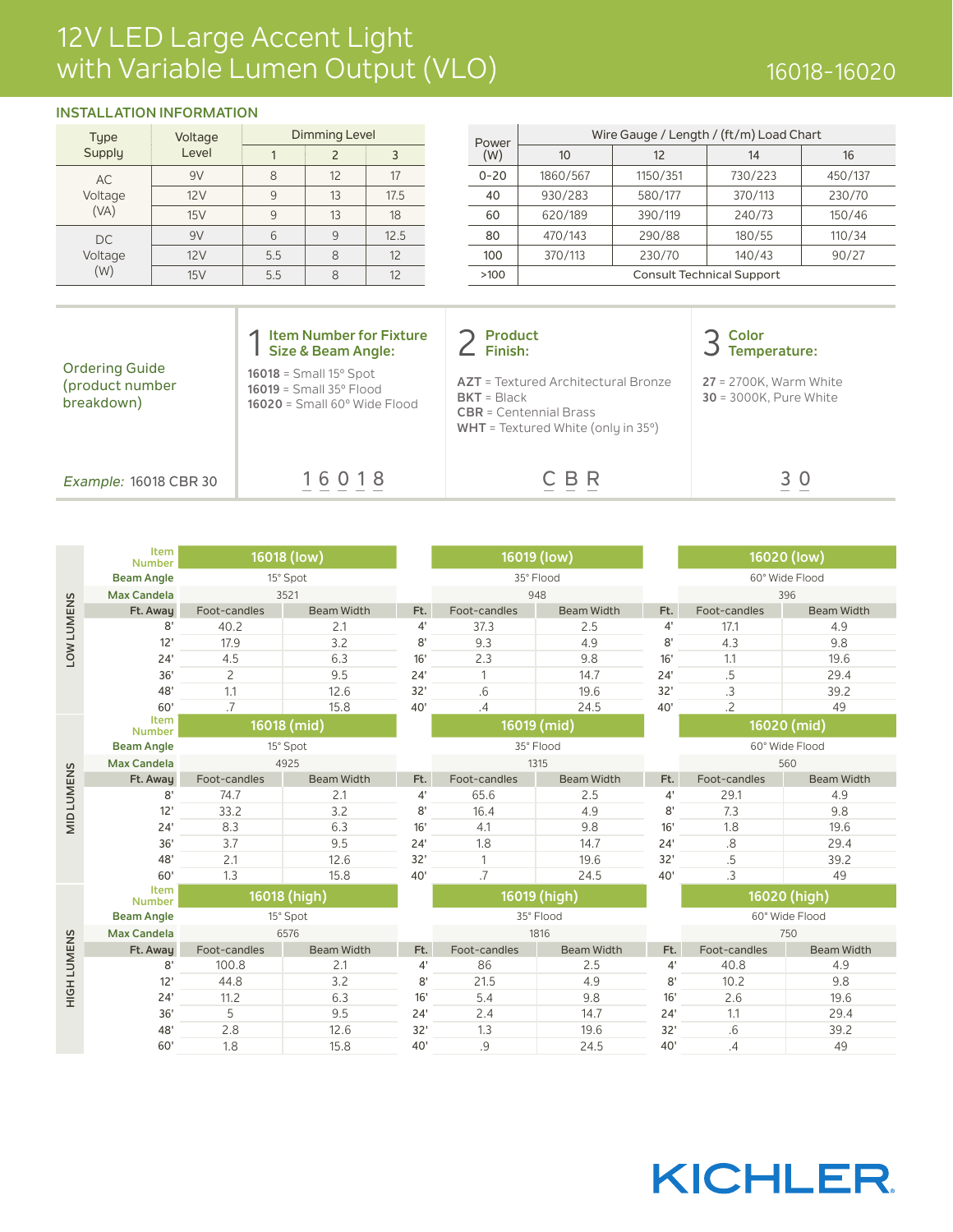# 12V LED Large Accent Light with Variable Lumen Output (VLO)

16018-16020

## INSTALLATION INFORMATION

| Type Supply | Voltage Level | Dimming Level 1 | Dimming Level 2 | Dimming Level 3 |
|---|---|---|---|---|
| AC Voltage (VA) | 9V | 8 | 12 | 17 |
| | 12V | 9 | 13 | 17.5 |
| | 15V | 9 | 13 | 18 |
| DC Voltage (W) | 9V | 6 | 9 | 12.5 |
| | 12V | 5.5 | 8 | 12 |
| | 15V | 5.5 | 8 | 12 |

| Power (W) | Wire Gauge / Length / (ft/m) Load Chart | | | |
|---|---|---|---|---|
| | 10 | 12 | 14 | 16 |
| 0-20 | 1860/567 | 1150/351 | 730/223 | 450/137 |
| 40 | 930/283 | 580/177 | 370/113 | 230/70 |
| 60 | 620/189 | 390/119 | 240/73 | 150/46 |
| 80 | 470/143 | 290/88 | 180/55 | 110/34 |
| 100 | 370/113 | 230/70 | 140/43 | 90/27 |
| >100 | Consult Technical Support | | | |

## Ordering Guide (product number breakdown)

**1 Item Number for Fixture Size & Beam Angle:**
- **16018** = Small 15° Spot
- **16019** = Small 35° Flood
- **16020** = Small 60° Wide Flood

**2 Product Finish:**
- **AZT** = Textured Architectural Bronze
- **BKT** = Black
- **CBR** = Centennial Brass
- **WHT** = Textured White (only in 35°)

**3 Color Temperature:**
- **27** = 2700K, Warm White
- **30** = 3000K, Pure White

*Example:* 16018 CBR 30 → 16018 | CBR | 30

## LOW LUMENS

| Item Number | 16018 (low) | | Ft. | 16019 (low) | | Ft. | 16020 (low) | |
|---|---|---|---|---|---|---|---|---|
| Beam Angle | 15° Spot | | | 35° Flood | | | 60° Wide Flood | |
| Max Candela | 3521 | | | 948 | | | 396 | |
| Ft. Away | Foot-candles | Beam Width | Ft. | Foot-candles | Beam Width | Ft. | Foot-candles | Beam Width |
| 8' | 40.2 | 2.1 | 4' | 37.3 | 2.5 | 4' | 17.1 | 4.9 |
| 12' | 17.9 | 3.2 | 8' | 9.3 | 4.9 | 8' | 4.3 | 9.8 |
| 24' | 4.5 | 6.3 | 16' | 2.3 | 9.8 | 16' | 1.1 | 19.6 |
| 36' | 2 | 9.5 | 24' | 1 | 14.7 | 24' | .5 | 29.4 |
| 48' | 1.1 | 12.6 | 32' | .6 | 19.6 | 32' | .3 | 39.2 |
| 60' | .7 | 15.8 | 40' | .4 | 24.5 | 40' | .2 | 49 |

## MID LUMENS

| Item Number | 16018 (mid) | | Ft. | 16019 (mid) | | Ft. | 16020 (mid) | |
|---|---|---|---|---|---|---|---|---|
| Beam Angle | 15° Spot | | | 35° Flood | | | 60° Wide Flood | |
| Max Candela | 4925 | | | 1315 | | | 560 | |
| Ft. Away | Foot-candles | Beam Width | Ft. | Foot-candles | Beam Width | Ft. | Foot-candles | Beam Width |
| 8' | 74.7 | 2.1 | 4' | 65.6 | 2.5 | 4' | 29.1 | 4.9 |
| 12' | 33.2 | 3.2 | 8' | 16.4 | 4.9 | 8' | 7.3 | 9.8 |
| 24' | 8.3 | 6.3 | 16' | 4.1 | 9.8 | 16' | 1.8 | 19.6 |
| 36' | 3.7 | 9.5 | 24' | 1.8 | 14.7 | 24' | .8 | 29.4 |
| 48' | 2.1 | 12.6 | 32' | 1 | 19.6 | 32' | .5 | 39.2 |
| 60' | 1.3 | 15.8 | 40' | .7 | 24.5 | 40' | .3 | 49 |

## HIGH LUMENS

| Item Number | 16018 (high) | | Ft. | 16019 (high) | | Ft. | 16020 (high) | |
|---|---|---|---|---|---|---|---|---|
| Beam Angle | 15° Spot | | | 35° Flood | | | 60° Wide Flood | |
| Max Candela | 6576 | | | 1816 | | | 750 | |
| Ft. Away | Foot-candles | Beam Width | Ft. | Foot-candles | Beam Width | Ft. | Foot-candles | Beam Width |
| 8' | 100.8 | 2.1 | 4' | 86 | 2.5 | 4' | 40.8 | 4.9 |
| 12' | 44.8 | 3.2 | 8' | 21.5 | 4.9 | 8' | 10.2 | 9.8 |
| 24' | 11.2 | 6.3 | 16' | 5.4 | 9.8 | 16' | 2.6 | 19.6 |
| 36' | 5 | 9.5 | 24' | 2.4 | 14.7 | 24' | 1.1 | 29.4 |
| 48' | 2.8 | 12.6 | 32' | 1.3 | 19.6 | 32' | .6 | 39.2 |
| 60' | 1.8 | 15.8 | 40' | .9 | 24.5 | 40' | .4 | 49 |

KICHLER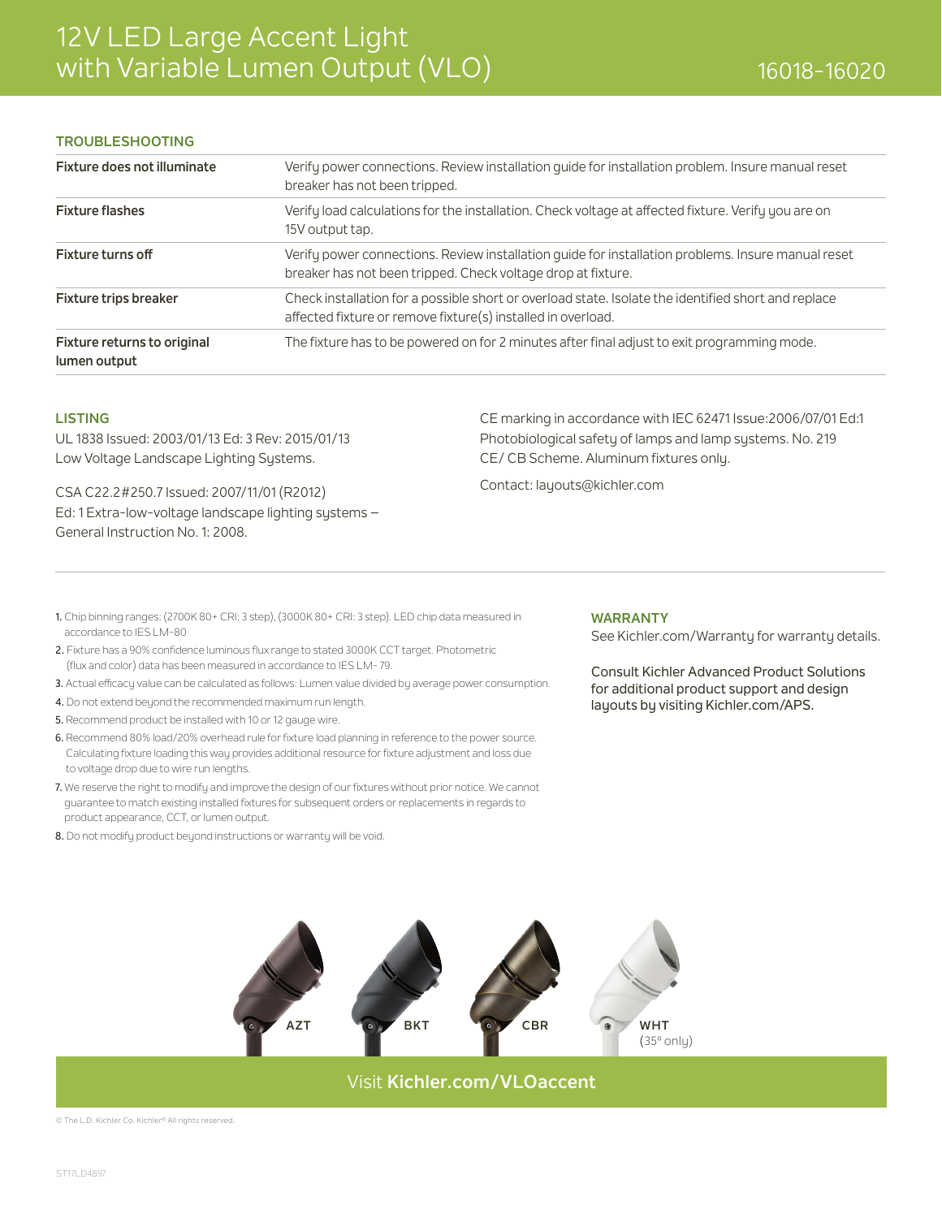# 12V LED Large Accent Light with Variable Lumen Output (VLO)

16018-16020

## TROUBLESHOOTING

| | |
|---|---|
| **Fixture does not illuminate** | Verify power connections. Review installation guide for installation problem. Insure manual reset breaker has not been tripped. |
| **Fixture flashes** | Verify load calculations for the installation. Check voltage at affected fixture. Verify you are on 15V output tap. |
| **Fixture turns off** | Verify power connections. Review installation guide for installation problems. Insure manual reset breaker has not been tripped. Check voltage drop at fixture. |
| **Fixture trips breaker** | Check installation for a possible short or overload state. Isolate the identified short and replace affected fixture or remove fixture(s) installed in overload. |
| **Fixture returns to original lumen output** | The fixture has to be powered on for 2 minutes after final adjust to exit programming mode. |

## LISTING

UL 1838 Issued: 2003/01/13 Ed: 3 Rev: 2015/01/13 Low Voltage Landscape Lighting Systems.

CSA C22.2#250.7 Issued: 2007/11/01 (R2012) Ed: 1 Extra-low-voltage landscape lighting systems – General Instruction No. 1: 2008.

CE marking in accordance with IEC 62471 Issue:2006/07/01 Ed:1 Photobiological safety of lamps and lamp systems. No. 219 CE/ CB Scheme. Aluminum fixtures only.

Contact: layouts@kichler.com

1. Chip binning ranges: (2700K 80+ CRI: 3 step), (3000K 80+ CRI: 3 step). LED chip data measured in accordance to IES LM-80
2. Fixture has a 90% confidence luminous flux range to stated 3000K CCT target. Photometric (flux and color) data has been measured in accordance to IES LM- 79.
3. Actual efficacy value can be calculated as follows: Lumen value divided by average power consumption.
4. Do not extend beyond the recommended maximum run length.
5. Recommend product be installed with 10 or 12 gauge wire.
6. Recommend 80% load/20% overhead rule for fixture load planning in reference to the power source. Calculating fixture loading this way provides additional resource for fixture adjustment and loss due to voltage drop due to wire run lengths.
7. We reserve the right to modify and improve the design of our fixtures without prior notice. We cannot guarantee to match existing installed fixtures for subsequent orders or replacements in regards to product appearance, CCT, or lumen output.
8. Do not modify product beyond instructions or warranty will be void.

## WARRANTY

See Kichler.com/Warranty for warranty details.

Consult Kichler Advanced Product Solutions for additional product support and design layouts by visiting Kichler.com/APS.

AZT

BKT

CBR

WHT (35° only)

Visit **Kichler.com/VLOaccent**

© The L.D. Kichler Co. Kichler® All rights reserved.

ST17LD4897